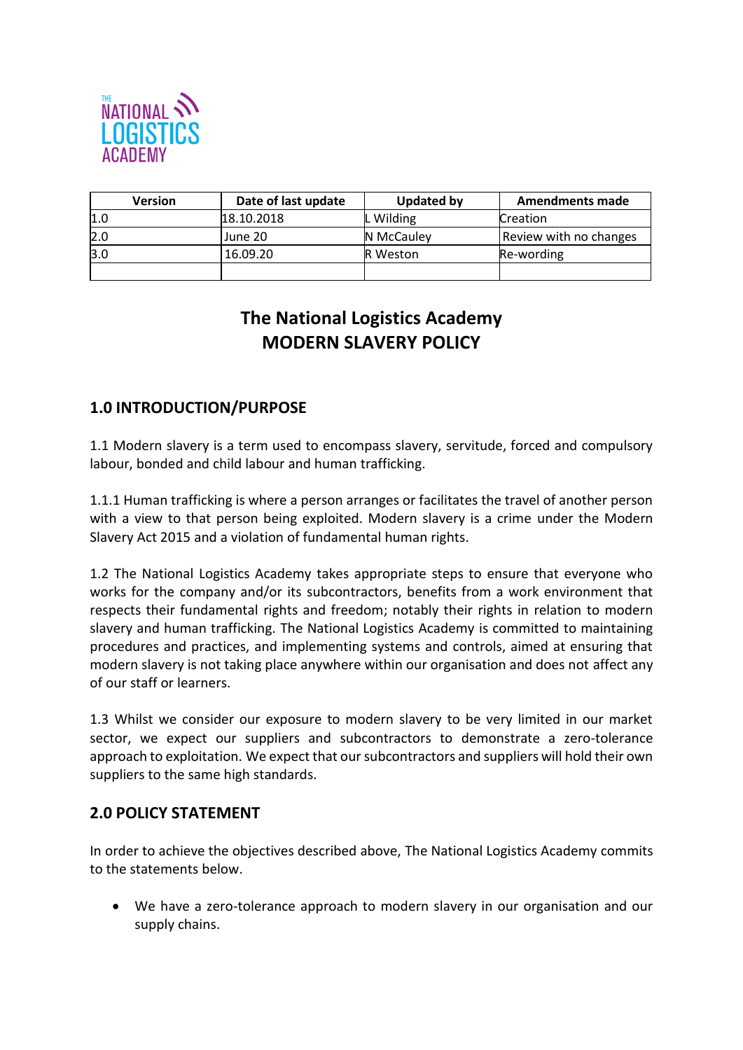THE NATIONAL LOGISTICS ACADEMY

| Version | Date of last update | Updated by | Amendments made |
|---|---|---|---|
| 1.0 | 18.10.2018 | L Wilding | Creation |
| 2.0 | June 20 | N McCauley | Review with no changes |
| 3.0 | 16.09.20 | R Weston | Re-wording |
| | | | |

# The National Logistics Academy
# MODERN SLAVERY POLICY

## 1.0 INTRODUCTION/PURPOSE

1.1 Modern slavery is a term used to encompass slavery, servitude, forced and compulsory labour, bonded and child labour and human trafficking.

1.1.1 Human trafficking is where a person arranges or facilitates the travel of another person with a view to that person being exploited. Modern slavery is a crime under the Modern Slavery Act 2015 and a violation of fundamental human rights.

1.2 The National Logistics Academy takes appropriate steps to ensure that everyone who works for the company and/or its subcontractors, benefits from a work environment that respects their fundamental rights and freedom; notably their rights in relation to modern slavery and human trafficking. The National Logistics Academy is committed to maintaining procedures and practices, and implementing systems and controls, aimed at ensuring that modern slavery is not taking place anywhere within our organisation and does not affect any of our staff or learners.

1.3 Whilst we consider our exposure to modern slavery to be very limited in our market sector, we expect our suppliers and subcontractors to demonstrate a zero-tolerance approach to exploitation. We expect that our subcontractors and suppliers will hold their own suppliers to the same high standards.

## 2.0 POLICY STATEMENT

In order to achieve the objectives described above, The National Logistics Academy commits to the statements below.

- We have a zero-tolerance approach to modern slavery in our organisation and our supply chains.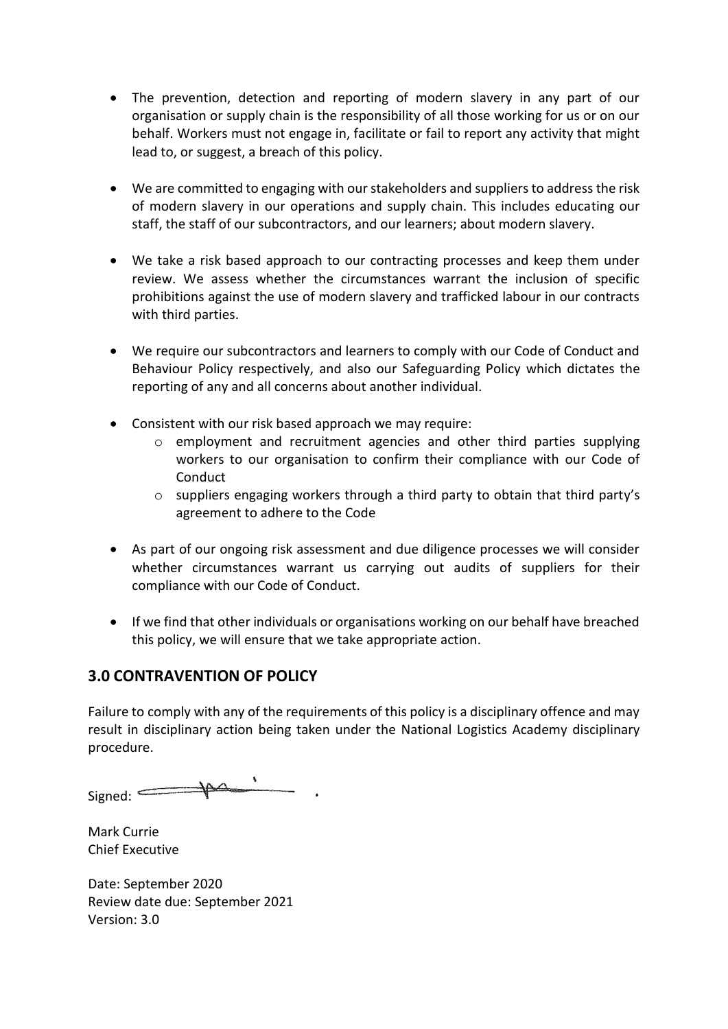- The prevention, detection and reporting of modern slavery in any part of our organisation or supply chain is the responsibility of all those working for us or on our behalf. Workers must not engage in, facilitate or fail to report any activity that might lead to, or suggest, a breach of this policy.

- We are committed to engaging with our stakeholders and suppliers to address the risk of modern slavery in our operations and supply chain. This includes educating our staff, the staff of our subcontractors, and our learners; about modern slavery.

- We take a risk based approach to our contracting processes and keep them under review. We assess whether the circumstances warrant the inclusion of specific prohibitions against the use of modern slavery and trafficked labour in our contracts with third parties.

- We require our subcontractors and learners to comply with our Code of Conduct and Behaviour Policy respectively, and also our Safeguarding Policy which dictates the reporting of any and all concerns about another individual.

- Consistent with our risk based approach we may require:
  - employment and recruitment agencies and other third parties supplying workers to our organisation to confirm their compliance with our Code of Conduct
  - suppliers engaging workers through a third party to obtain that third party's agreement to adhere to the Code

- As part of our ongoing risk assessment and due diligence processes we will consider whether circumstances warrant us carrying out audits of suppliers for their compliance with our Code of Conduct.

- If we find that other individuals or organisations working on our behalf have breached this policy, we will ensure that we take appropriate action.

## 3.0 CONTRAVENTION OF POLICY

Failure to comply with any of the requirements of this policy is a disciplinary offence and may result in disciplinary action being taken under the National Logistics Academy disciplinary procedure.

Signed:

Mark Currie
Chief Executive

Date: September 2020
Review date due: September 2021
Version: 3.0